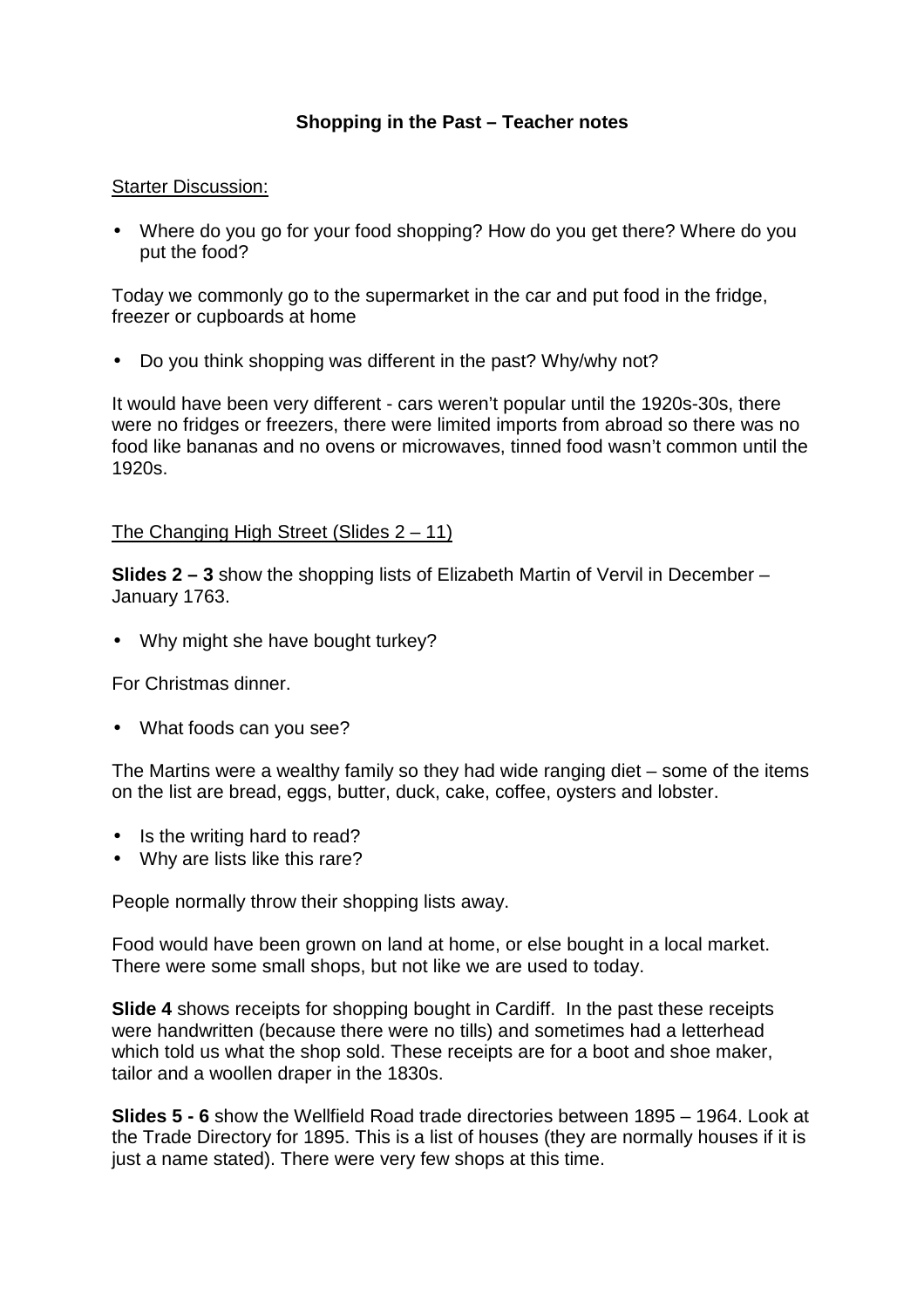# Shopping in the Past – Teacher notes

Starter Discussion:

- Where do you go for your food shopping? How do you get there? Where do you put the food?

Today we commonly go to the supermarket in the car and put food in the fridge, freezer or cupboards at home

- Do you think shopping was different in the past? Why/why not?

It would have been very different - cars weren't popular until the 1920s-30s, there were no fridges or freezers, there were limited imports from abroad so there was no food like bananas and no ovens or microwaves, tinned food wasn't common until the 1920s.

The Changing High Street (Slides 2 – 11)

**Slides 2 – 3** show the shopping lists of Elizabeth Martin of Vervil in December – January 1763.

- Why might she have bought turkey?

For Christmas dinner.

- What foods can you see?

The Martins were a wealthy family so they had wide ranging diet – some of the items on the list are bread, eggs, butter, duck, cake, coffee, oysters and lobster.

- Is the writing hard to read?
- Why are lists like this rare?

People normally throw their shopping lists away.

Food would have been grown on land at home, or else bought in a local market. There were some small shops, but not like we are used to today.

**Slide 4** shows receipts for shopping bought in Cardiff. In the past these receipts were handwritten (because there were no tills) and sometimes had a letterhead which told us what the shop sold. These receipts are for a boot and shoe maker, tailor and a woollen draper in the 1830s.

**Slides 5 - 6** show the Wellfield Road trade directories between 1895 – 1964. Look at the Trade Directory for 1895. This is a list of houses (they are normally houses if it is just a name stated). There were very few shops at this time.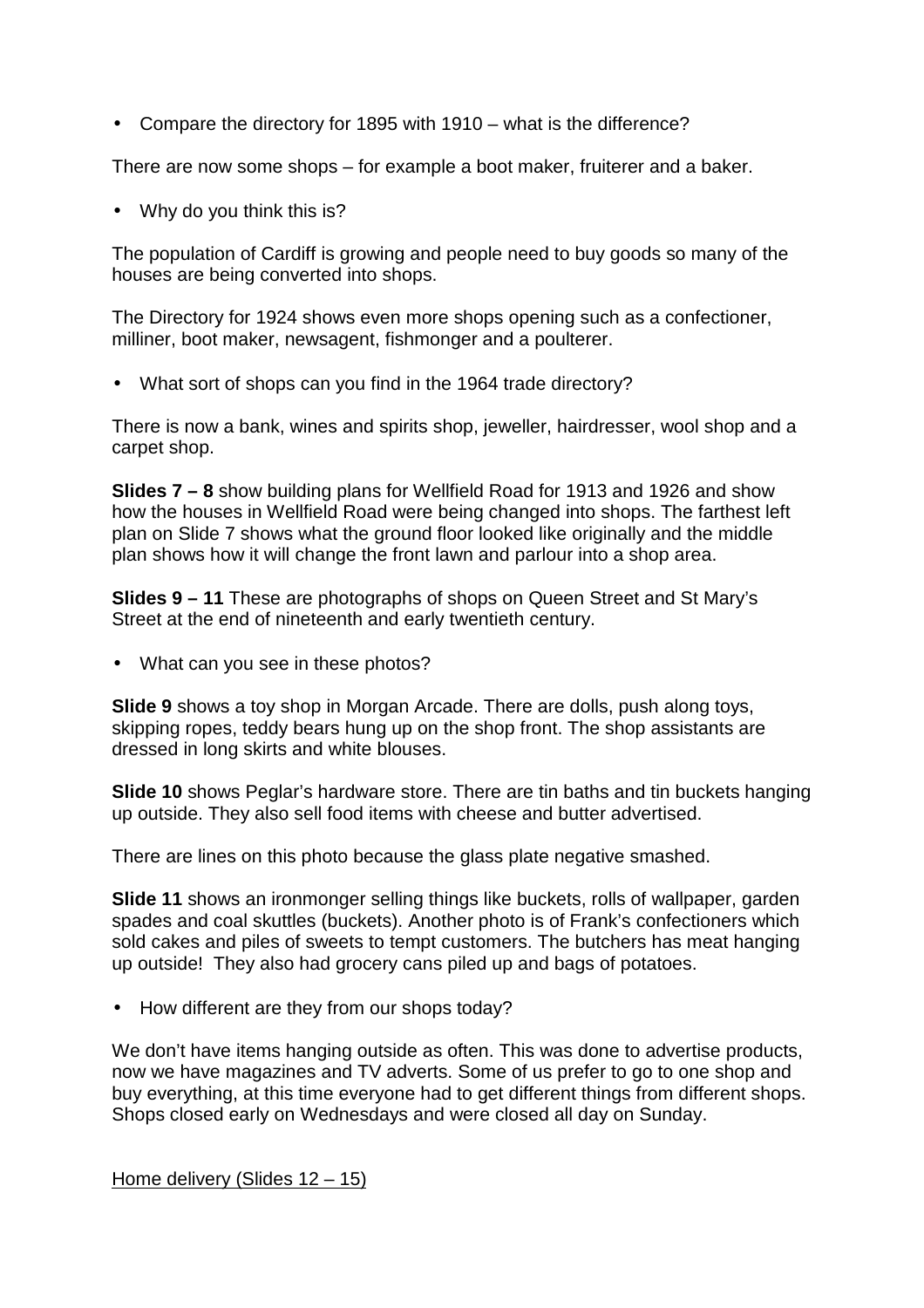- Compare the directory for 1895 with 1910 – what is the difference?

There are now some shops – for example a boot maker, fruiterer and a baker.

- Why do you think this is?

The population of Cardiff is growing and people need to buy goods so many of the houses are being converted into shops.

The Directory for 1924 shows even more shops opening such as a confectioner, milliner, boot maker, newsagent, fishmonger and a poulterer.

- What sort of shops can you find in the 1964 trade directory?

There is now a bank, wines and spirits shop, jeweller, hairdresser, wool shop and a carpet shop.

**Slides 7 – 8** show building plans for Wellfield Road for 1913 and 1926 and show how the houses in Wellfield Road were being changed into shops. The farthest left plan on Slide 7 shows what the ground floor looked like originally and the middle plan shows how it will change the front lawn and parlour into a shop area.

**Slides 9 – 11** These are photographs of shops on Queen Street and St Mary's Street at the end of nineteenth and early twentieth century.

- What can you see in these photos?

**Slide 9** shows a toy shop in Morgan Arcade. There are dolls, push along toys, skipping ropes, teddy bears hung up on the shop front. The shop assistants are dressed in long skirts and white blouses.

**Slide 10** shows Peglar's hardware store. There are tin baths and tin buckets hanging up outside. They also sell food items with cheese and butter advertised.

There are lines on this photo because the glass plate negative smashed.

**Slide 11** shows an ironmonger selling things like buckets, rolls of wallpaper, garden spades and coal skuttles (buckets). Another photo is of Frank's confectioners which sold cakes and piles of sweets to tempt customers. The butchers has meat hanging up outside! They also had grocery cans piled up and bags of potatoes.

- How different are they from our shops today?

We don't have items hanging outside as often. This was done to advertise products, now we have magazines and TV adverts. Some of us prefer to go to one shop and buy everything, at this time everyone had to get different things from different shops. Shops closed early on Wednesdays and were closed all day on Sunday.

<u>Home delivery (Slides 12 – 15)</u>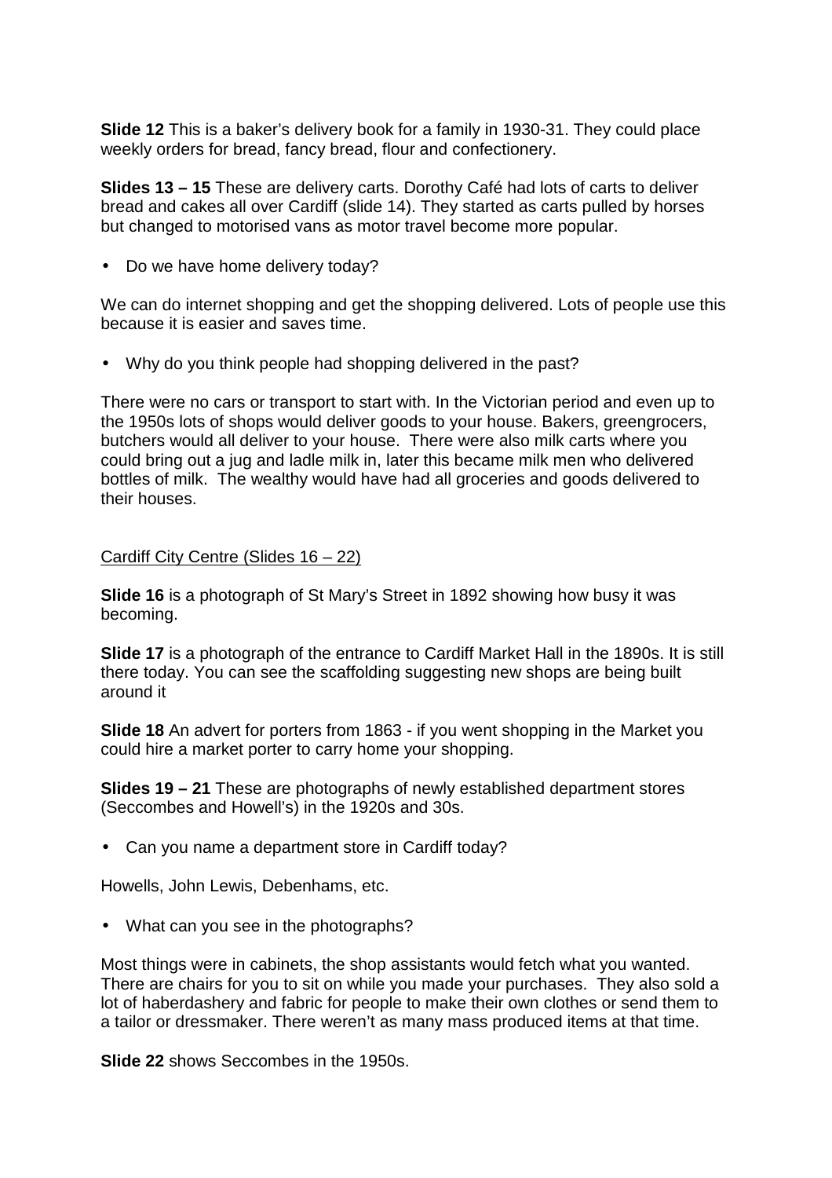**Slide 12** This is a baker's delivery book for a family in 1930-31. They could place weekly orders for bread, fancy bread, flour and confectionery.

**Slides 13 – 15** These are delivery carts. Dorothy Café had lots of carts to deliver bread and cakes all over Cardiff (slide 14). They started as carts pulled by horses but changed to motorised vans as motor travel become more popular.

- Do we have home delivery today?

We can do internet shopping and get the shopping delivered. Lots of people use this because it is easier and saves time.

- Why do you think people had shopping delivered in the past?

There were no cars or transport to start with. In the Victorian period and even up to the 1950s lots of shops would deliver goods to your house. Bakers, greengrocers, butchers would all deliver to your house. There were also milk carts where you could bring out a jug and ladle milk in, later this became milk men who delivered bottles of milk. The wealthy would have had all groceries and goods delivered to their houses.

<u>Cardiff City Centre (Slides 16 – 22)</u>

**Slide 16** is a photograph of St Mary's Street in 1892 showing how busy it was becoming.

**Slide 17** is a photograph of the entrance to Cardiff Market Hall in the 1890s. It is still there today. You can see the scaffolding suggesting new shops are being built around it

**Slide 18** An advert for porters from 1863 - if you went shopping in the Market you could hire a market porter to carry home your shopping.

**Slides 19 – 21** These are photographs of newly established department stores (Seccombes and Howell's) in the 1920s and 30s.

- Can you name a department store in Cardiff today?

Howells, John Lewis, Debenhams, etc.

- What can you see in the photographs?

Most things were in cabinets, the shop assistants would fetch what you wanted. There are chairs for you to sit on while you made your purchases. They also sold a lot of haberdashery and fabric for people to make their own clothes or send them to a tailor or dressmaker. There weren't as many mass produced items at that time.

**Slide 22** shows Seccombes in the 1950s.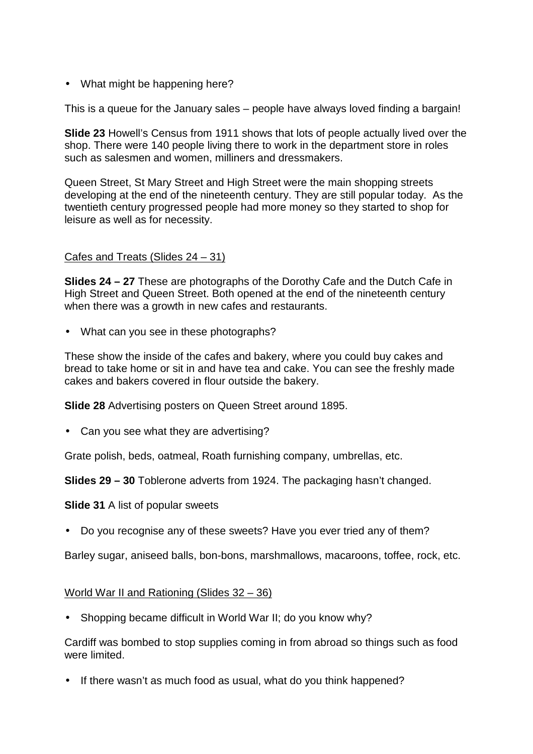- What might be happening here?

This is a queue for the January sales – people have always loved finding a bargain!

**Slide 23** Howell's Census from 1911 shows that lots of people actually lived over the shop. There were 140 people living there to work in the department store in roles such as salesmen and women, milliners and dressmakers.

Queen Street, St Mary Street and High Street were the main shopping streets developing at the end of the nineteenth century. They are still popular today. As the twentieth century progressed people had more money so they started to shop for leisure as well as for necessity.

<u>Cafes and Treats (Slides 24 – 31)</u>

**Slides 24 – 27** These are photographs of the Dorothy Cafe and the Dutch Cafe in High Street and Queen Street. Both opened at the end of the nineteenth century when there was a growth in new cafes and restaurants.

- What can you see in these photographs?

These show the inside of the cafes and bakery, where you could buy cakes and bread to take home or sit in and have tea and cake. You can see the freshly made cakes and bakers covered in flour outside the bakery.

**Slide 28** Advertising posters on Queen Street around 1895.

- Can you see what they are advertising?

Grate polish, beds, oatmeal, Roath furnishing company, umbrellas, etc.

**Slides 29 – 30** Toblerone adverts from 1924. The packaging hasn't changed.

**Slide 31** A list of popular sweets

- Do you recognise any of these sweets? Have you ever tried any of them?

Barley sugar, aniseed balls, bon-bons, marshmallows, macaroons, toffee, rock, etc.

<u>World War II and Rationing (Slides 32 – 36)</u>

- Shopping became difficult in World War II; do you know why?

Cardiff was bombed to stop supplies coming in from abroad so things such as food were limited.

- If there wasn't as much food as usual, what do you think happened?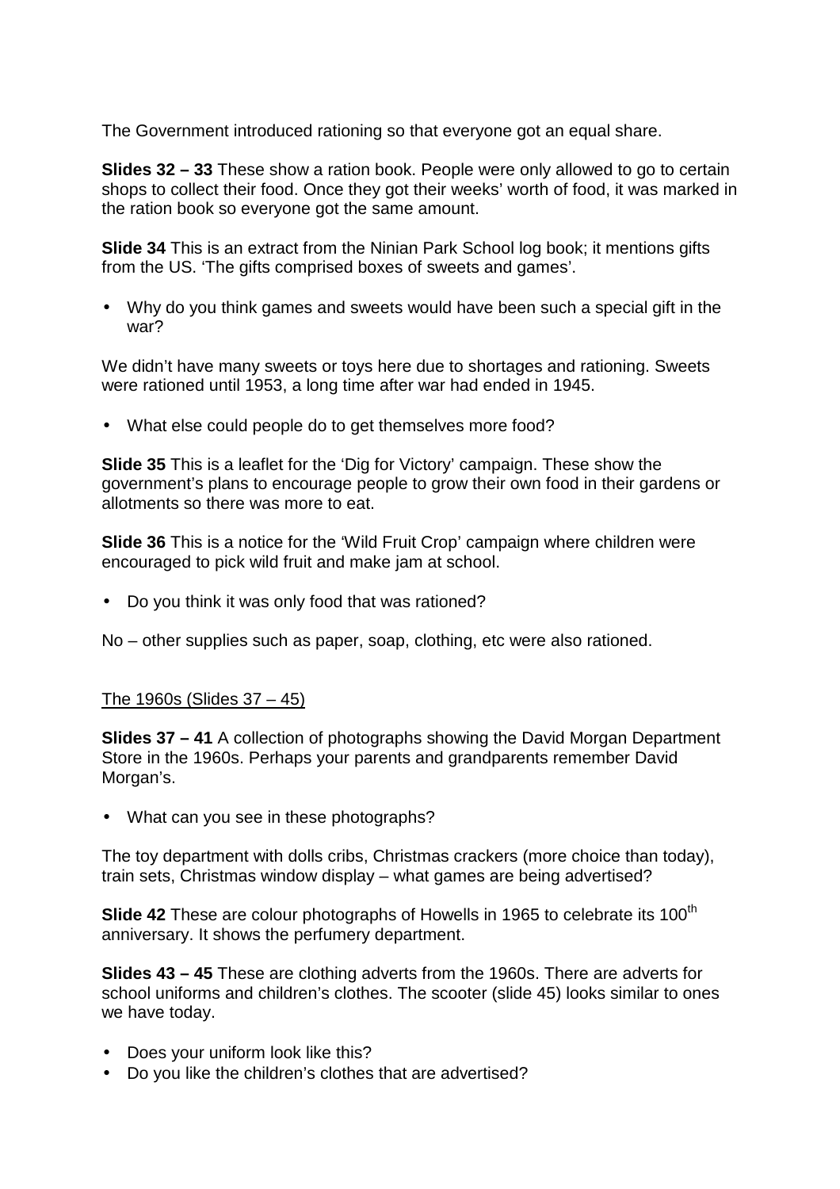The Government introduced rationing so that everyone got an equal share.

**Slides 32 – 33** These show a ration book. People were only allowed to go to certain shops to collect their food. Once they got their weeks' worth of food, it was marked in the ration book so everyone got the same amount.

**Slide 34** This is an extract from the Ninian Park School log book; it mentions gifts from the US. 'The gifts comprised boxes of sweets and games'.

- Why do you think games and sweets would have been such a special gift in the war?

We didn't have many sweets or toys here due to shortages and rationing. Sweets were rationed until 1953, a long time after war had ended in 1945.

- What else could people do to get themselves more food?

**Slide 35** This is a leaflet for the 'Dig for Victory' campaign. These show the government's plans to encourage people to grow their own food in their gardens or allotments so there was more to eat.

**Slide 36** This is a notice for the 'Wild Fruit Crop' campaign where children were encouraged to pick wild fruit and make jam at school.

- Do you think it was only food that was rationed?

No – other supplies such as paper, soap, clothing, etc were also rationed.

<u>The 1960s (Slides 37 – 45)</u>

**Slides 37 – 41** A collection of photographs showing the David Morgan Department Store in the 1960s. Perhaps your parents and grandparents remember David Morgan's.

- What can you see in these photographs?

The toy department with dolls cribs, Christmas crackers (more choice than today), train sets, Christmas window display – what games are being advertised?

**Slide 42** These are colour photographs of Howells in 1965 to celebrate its 100th anniversary. It shows the perfumery department.

**Slides 43 – 45** These are clothing adverts from the 1960s. There are adverts for school uniforms and children's clothes. The scooter (slide 45) looks similar to ones we have today.

- Does your uniform look like this?
- Do you like the children's clothes that are advertised?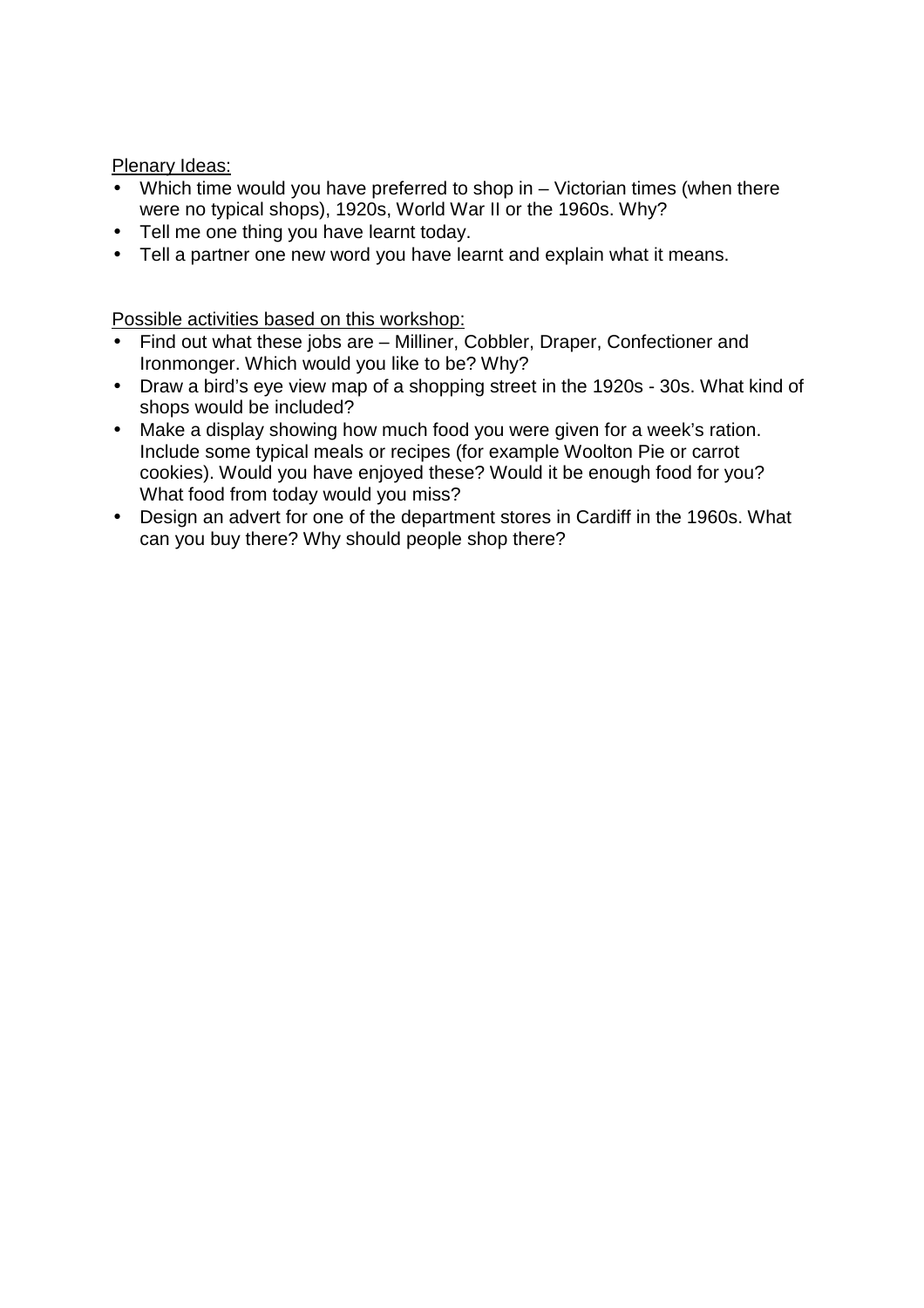<u>Plenary Ideas:</u>

- Which time would you have preferred to shop in – Victorian times (when there were no typical shops), 1920s, World War II or the 1960s. Why?
- Tell me one thing you have learnt today.
- Tell a partner one new word you have learnt and explain what it means.

<u>Possible activities based on this workshop:</u>

- Find out what these jobs are – Milliner, Cobbler, Draper, Confectioner and Ironmonger. Which would you like to be? Why?
- Draw a bird's eye view map of a shopping street in the 1920s - 30s. What kind of shops would be included?
- Make a display showing how much food you were given for a week's ration. Include some typical meals or recipes (for example Woolton Pie or carrot cookies). Would you have enjoyed these? Would it be enough food for you? What food from today would you miss?
- Design an advert for one of the department stores in Cardiff in the 1960s. What can you buy there? Why should people shop there?